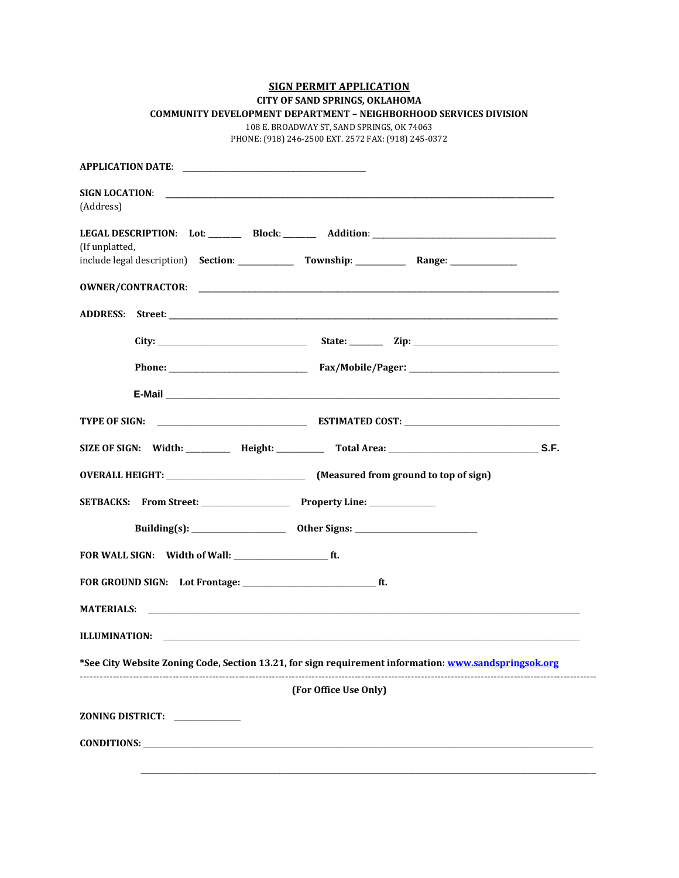# SIGN PERMIT APPLICATION

**CITY OF SAND SPRINGS, OKLAHOMA**

**COMMUNITY DEVELOPMENT DEPARTMENT – NEIGHBORHOOD SERVICES DIVISION**

108 E. BROADWAY ST, SAND SPRINGS, OK 74063

PHONE: (918) 246-2500 EXT. 2572 FAX: (918) 245-0372

**APPLICATION DATE**: ______________________________

**SIGN LOCATION**: ______________________________________________________________
(Address)

**LEGAL DESCRIPTION**: **Lot**: _______ **Block**: _______ **Addition**: ______________________________
(If unplatted,
include legal description) **Section**: ___________ **Township**: ___________ **Range**: ______________

**OWNER/CONTRACTOR**: ______________________________________________________________

**ADDRESS**: **Street**: ______________________________________________________________

**City:** ______________________ **State:** _______ **Zip:** ______________________

**Phone:** ______________________ **Fax/Mobile/Pager:** ______________________

**E-Mail** ______________________________________________________________

**TYPE OF SIGN:** ______________________ **ESTIMATED COST:** ______________________

**SIZE OF SIGN:** **Width:** _________ **Height:** _________ **Total Area:** ______________________ **S.F.**

**OVERALL HEIGHT:** ______________________ **(Measured from ground to top of sign)**

**SETBACKS:** **From Street:** ______________ **Property Line:** ______________

**Building(s):** ______________ **Other Signs:** ______________

**FOR WALL SIGN:** **Width of Wall:** ______________ **ft.**

**FOR GROUND SIGN:** **Lot Frontage:** ______________________ **ft.**

**MATERIALS:** ______________________________________________________________

**ILLUMINATION:** ______________________________________________________________

**\*See City Website Zoning Code, Section 13.21, for sign requirement information: [www.sandspringsok.org](www.sandspringsok.org)**

---

**(For Office Use Only)**

**ZONING DISTRICT:** ______________

**CONDITIONS:** ______________________________________________________________

______________________________________________________________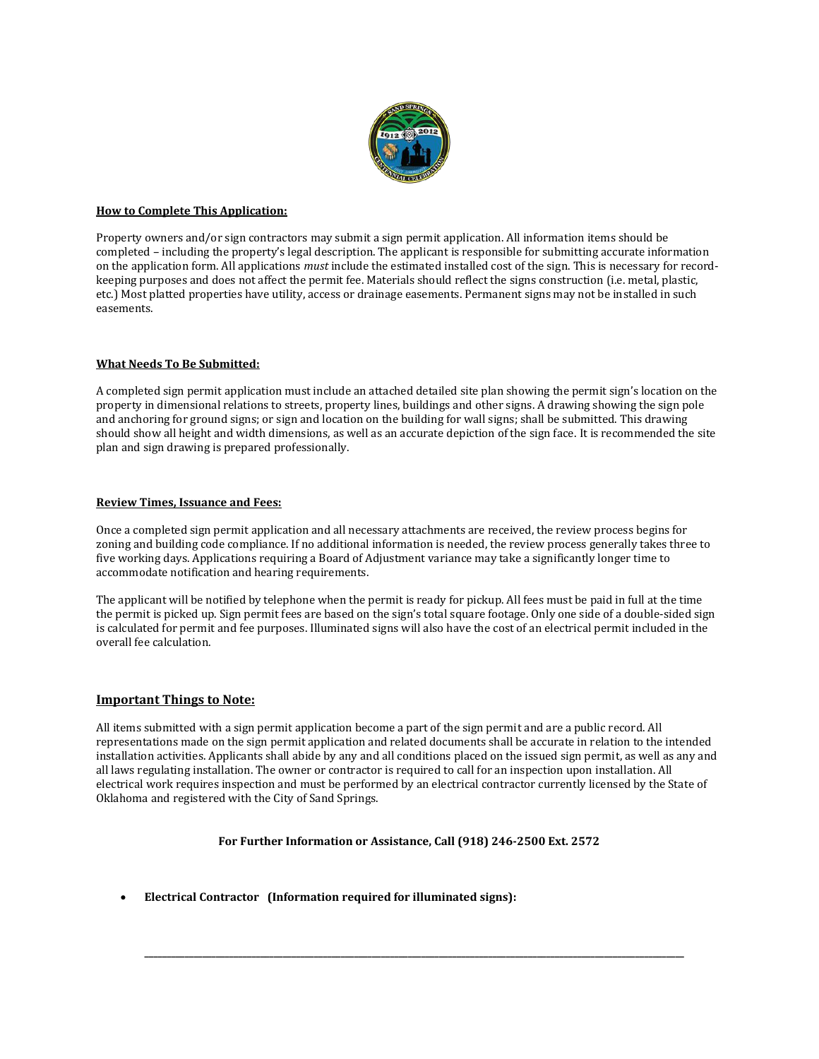**How to Complete This Application:**

Property owners and/or sign contractors may submit a sign permit application. All information items should be completed – including the property's legal description. The applicant is responsible for submitting accurate information on the application form. All applications *must* include the estimated installed cost of the sign. This is necessary for record-keeping purposes and does not affect the permit fee. Materials should reflect the signs construction (i.e. metal, plastic, etc.) Most platted properties have utility, access or drainage easements. Permanent signs may not be installed in such easements.

**What Needs To Be Submitted:**

A completed sign permit application must include an attached detailed site plan showing the permit sign's location on the property in dimensional relations to streets, property lines, buildings and other signs. A drawing showing the sign pole and anchoring for ground signs; or sign and location on the building for wall signs; shall be submitted. This drawing should show all height and width dimensions, as well as an accurate depiction of the sign face. It is recommended the site plan and sign drawing is prepared professionally.

**Review Times, Issuance and Fees:**

Once a completed sign permit application and all necessary attachments are received, the review process begins for zoning and building code compliance. If no additional information is needed, the review process generally takes three to five working days. Applications requiring a Board of Adjustment variance may take a significantly longer time to accommodate notification and hearing requirements.

The applicant will be notified by telephone when the permit is ready for pickup. All fees must be paid in full at the time the permit is picked up. Sign permit fees are based on the sign's total square footage. Only one side of a double-sided sign is calculated for permit and fee purposes. Illuminated signs will also have the cost of an electrical permit included in the overall fee calculation.

## Important Things to Note:

All items submitted with a sign permit application become a part of the sign permit and are a public record. All representations made on the sign permit application and related documents shall be accurate in relation to the intended installation activities. Applicants shall abide by any and all conditions placed on the issued sign permit, as well as any and all laws regulating installation. The owner or contractor is required to call for an inspection upon installation. All electrical work requires inspection and must be performed by an electrical contractor currently licensed by the State of Oklahoma and registered with the City of Sand Springs.

**For Further Information or Assistance, Call (918) 246-2500 Ext. 2572**

- **Electrical Contractor (Information required for illuminated signs):**

\_\_\_\_\_\_\_\_\_\_\_\_\_\_\_\_\_\_\_\_\_\_\_\_\_\_\_\_\_\_\_\_\_\_\_\_\_\_\_\_\_\_\_\_\_\_\_\_\_\_\_\_\_\_\_\_\_\_\_\_\_\_\_\_\_\_\_\_\_\_\_\_